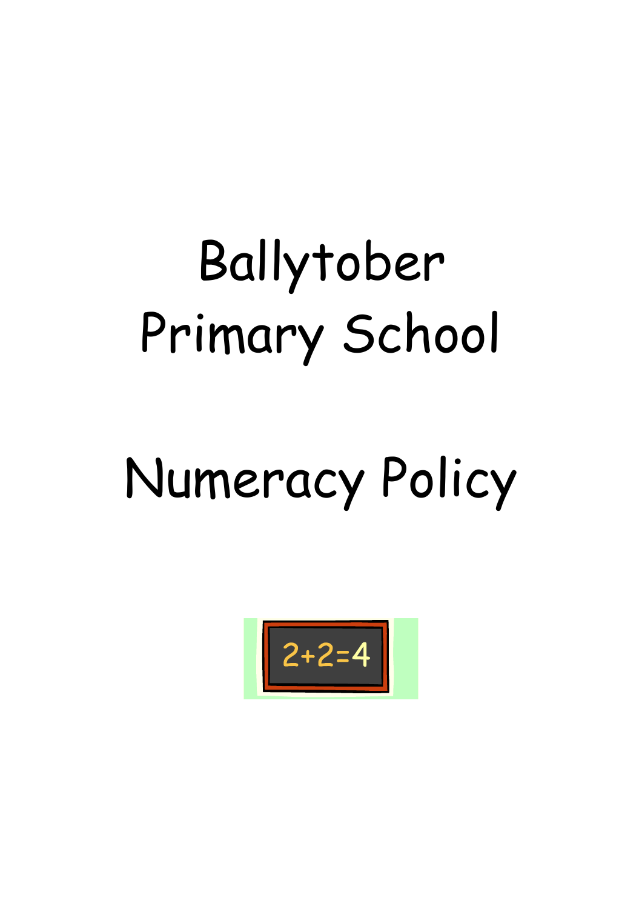# Ballytober Primary School

# Numeracy Policy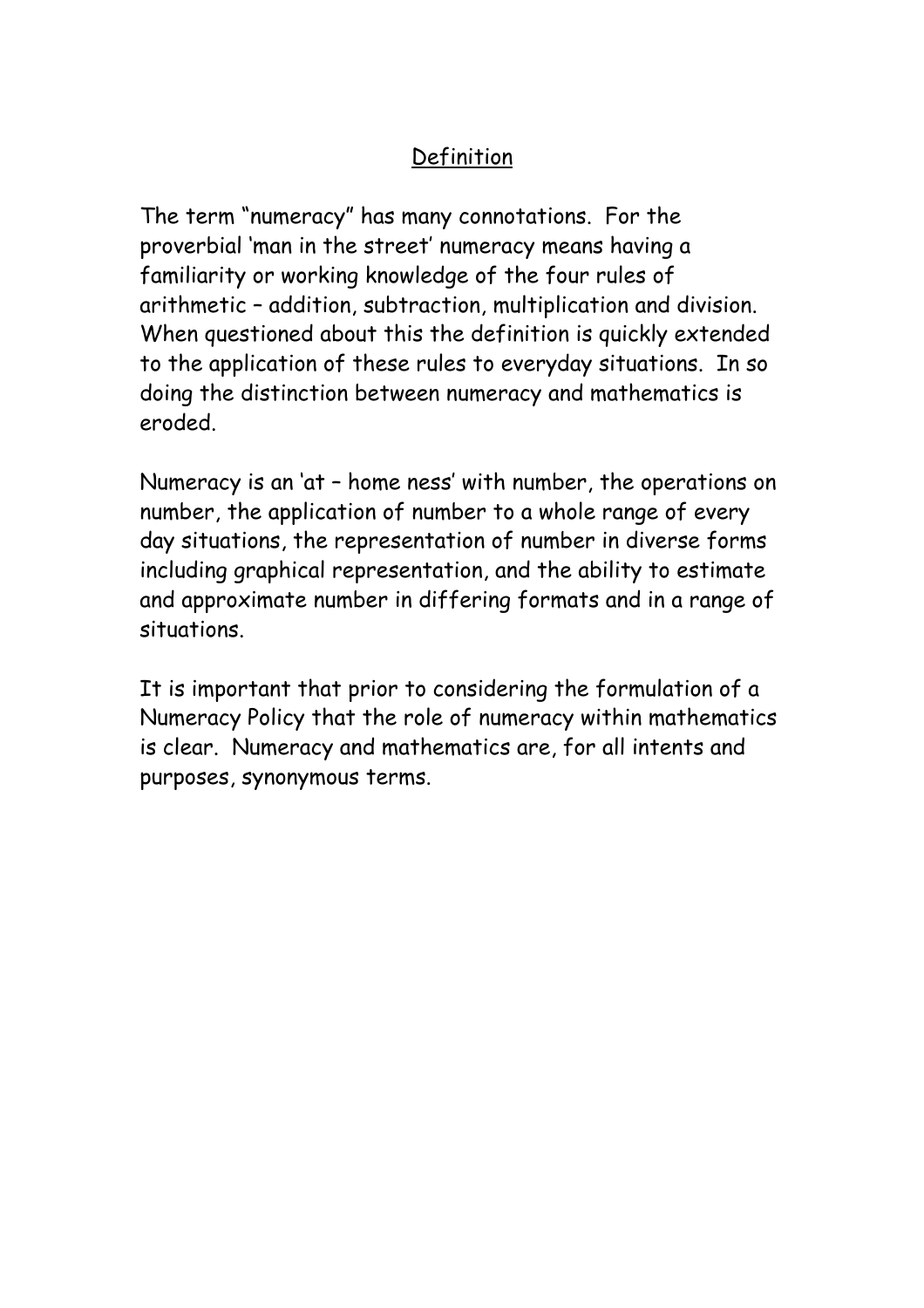## Definition

The term "numeracy" has many connotations. For the proverbial 'man in the street' numeracy means having a familiarity or working knowledge of the four rules of arithmetic – addition, subtraction, multiplication and division. When questioned about this the definition is quickly extended to the application of these rules to everyday situations. In so doing the distinction between numeracy and mathematics is eroded.

Numeracy is an 'at – home ness' with number, the operations on number, the application of number to a whole range of every day situations, the representation of number in diverse forms including graphical representation, and the ability to estimate and approximate number in differing formats and in a range of situations.

It is important that prior to considering the formulation of a Numeracy Policy that the role of numeracy within mathematics is clear. Numeracy and mathematics are, for all intents and purposes, synonymous terms.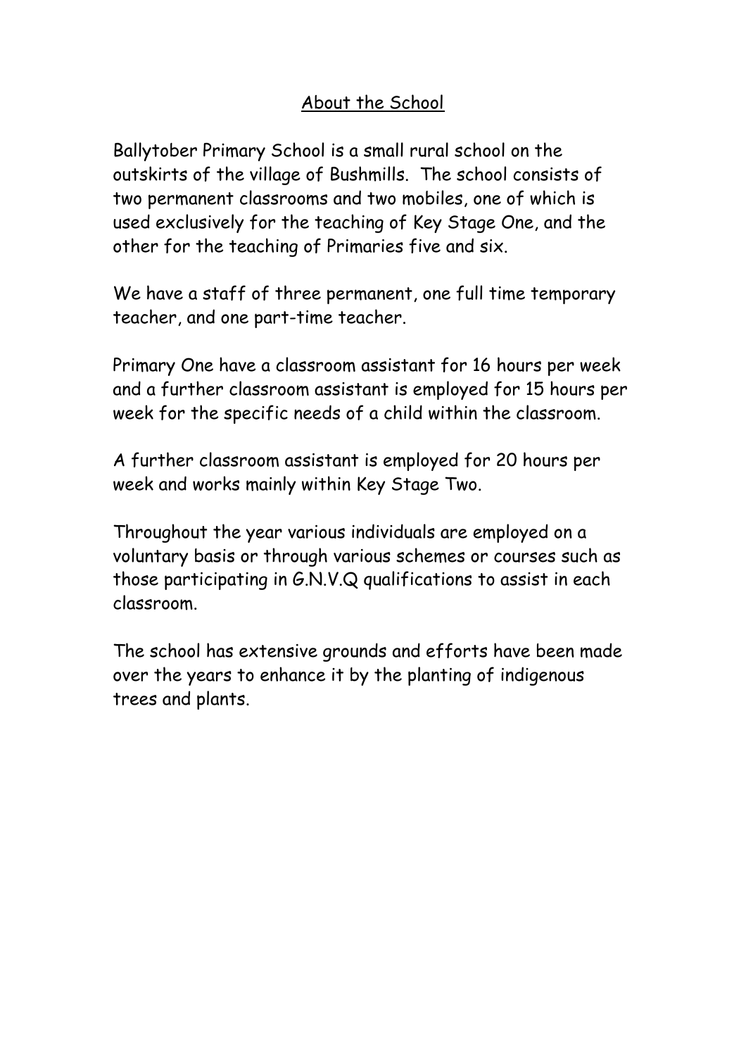## About the School

Ballytober Primary School is a small rural school on the outskirts of the village of Bushmills. The school consists of two permanent classrooms and two mobiles, one of which is used exclusively for the teaching of Key Stage One, and the other for the teaching of Primaries five and six.

We have a staff of three permanent, one full time temporary teacher, and one part-time teacher.

Primary One have a classroom assistant for 16 hours per week and a further classroom assistant is employed for 15 hours per week for the specific needs of a child within the classroom.

A further classroom assistant is employed for 20 hours per week and works mainly within Key Stage Two.

Throughout the year various individuals are employed on a voluntary basis or through various schemes or courses such as those participating in G.N.V.Q qualifications to assist in each classroom.

The school has extensive grounds and efforts have been made over the years to enhance it by the planting of indigenous trees and plants.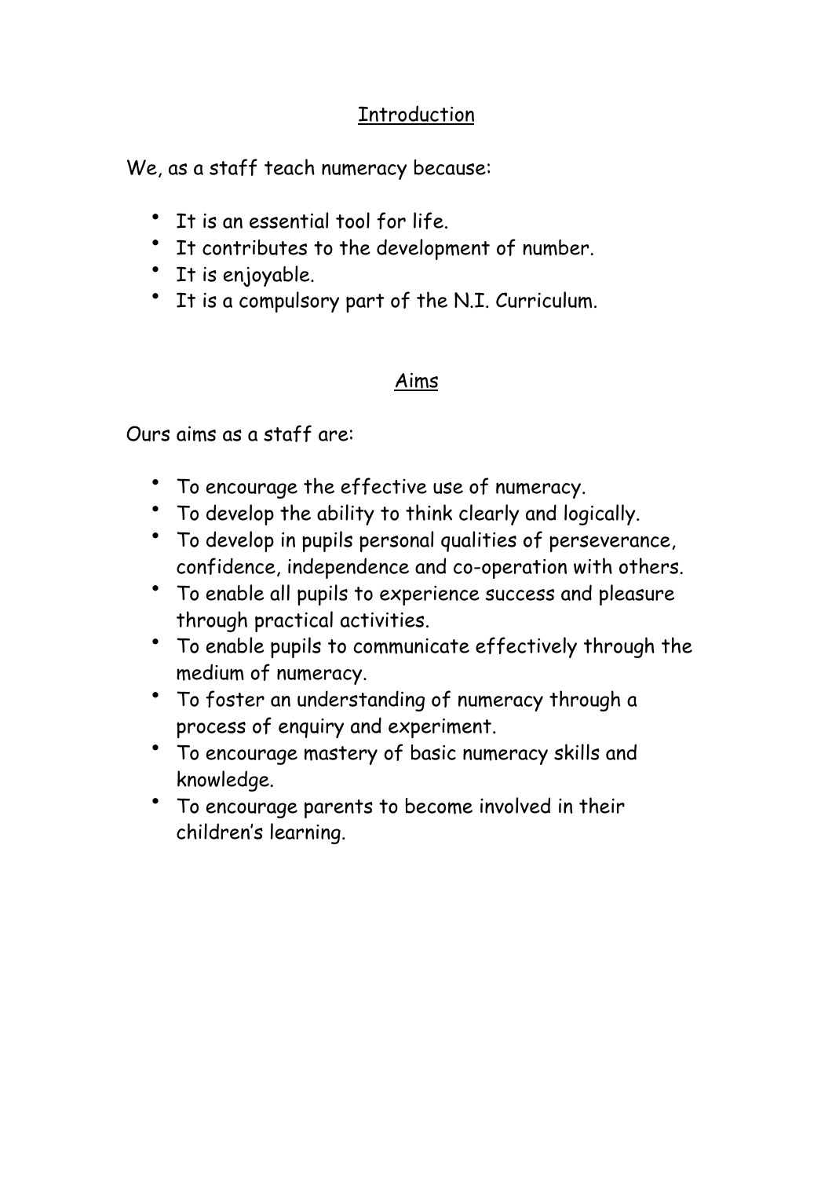## Introduction

We, as a staff teach numeracy because:

- It is an essential tool for life.
- It contributes to the development of number.
- It is enjoyable.
- It is a compulsory part of the N.I. Curriculum.

## Aims

Ours aims as a staff are:

- To encourage the effective use of numeracy.
- To develop the ability to think clearly and logically.
- To develop in pupils personal qualities of perseverance, confidence, independence and co-operation with others.
- To enable all pupils to experience success and pleasure through practical activities.
- To enable pupils to communicate effectively through the medium of numeracy.
- To foster an understanding of numeracy through a process of enquiry and experiment.
- To encourage mastery of basic numeracy skills and knowledge.
- To encourage parents to become involved in their children's learning.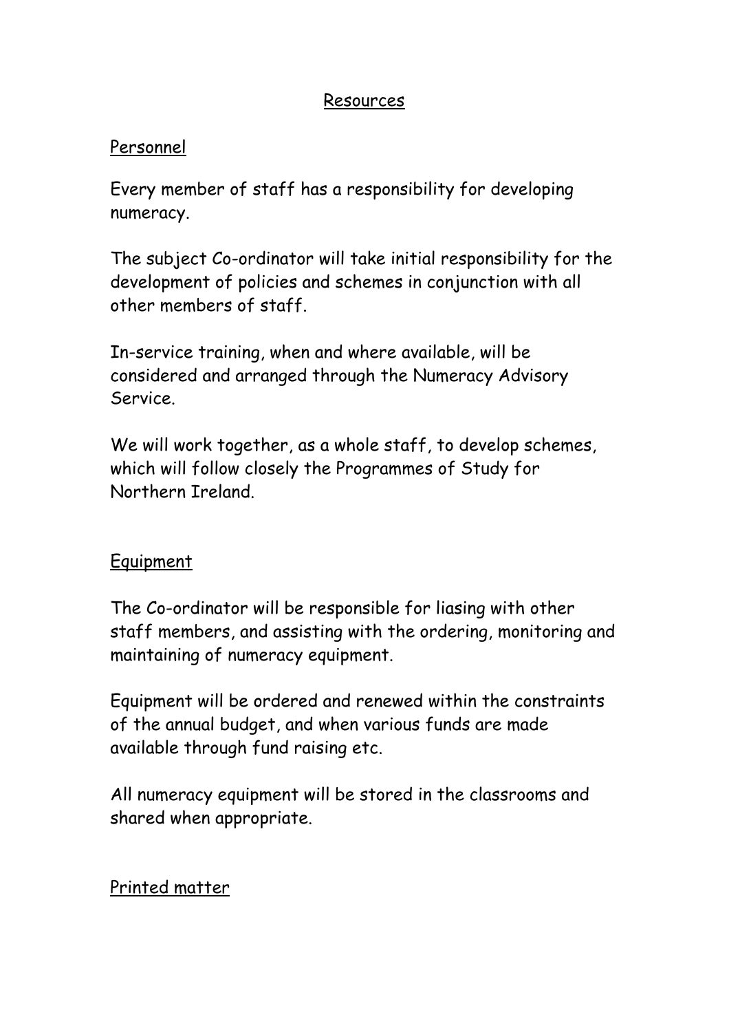## Resources

### Personnel

Every member of staff has a responsibility for developing numeracy.

The subject Co-ordinator will take initial responsibility for the development of policies and schemes in conjunction with all other members of staff.

In-service training, when and where available, will be considered and arranged through the Numeracy Advisory Service.

We will work together, as a whole staff, to develop schemes, which will follow closely the Programmes of Study for Northern Ireland.

### Equipment

The Co-ordinator will be responsible for liasing with other staff members, and assisting with the ordering, monitoring and maintaining of numeracy equipment.

Equipment will be ordered and renewed within the constraints of the annual budget, and when various funds are made available through fund raising etc.

All numeracy equipment will be stored in the classrooms and shared when appropriate.

### Printed matter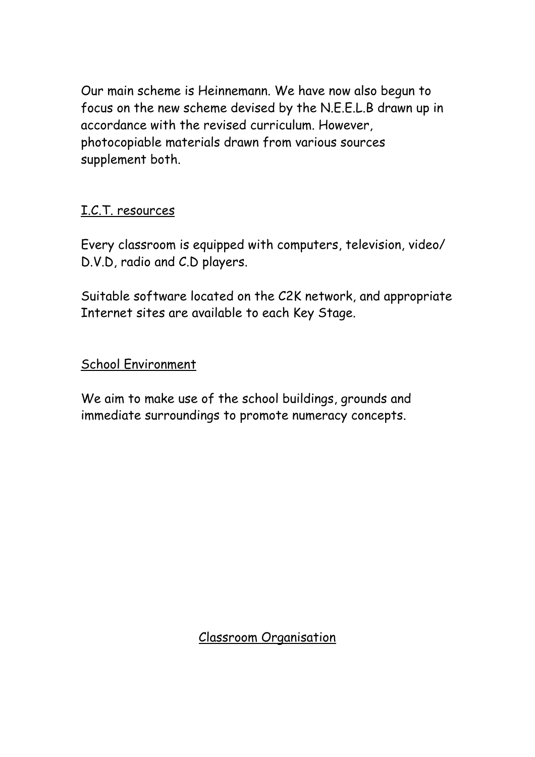Our main scheme is Heinnemann. We have now also begun to focus on the new scheme devised by the N.E.E.L.B drawn up in accordance with the revised curriculum. However, photocopiable materials drawn from various sources supplement both.

## I.C.T. resources

Every classroom is equipped with computers, television, video/ D.V.D, radio and C.D players.

Suitable software located on the C2K network, and appropriate Internet sites are available to each Key Stage.

## School Environment

We aim to make use of the school buildings, grounds and immediate surroundings to promote numeracy concepts.

## Classroom Organisation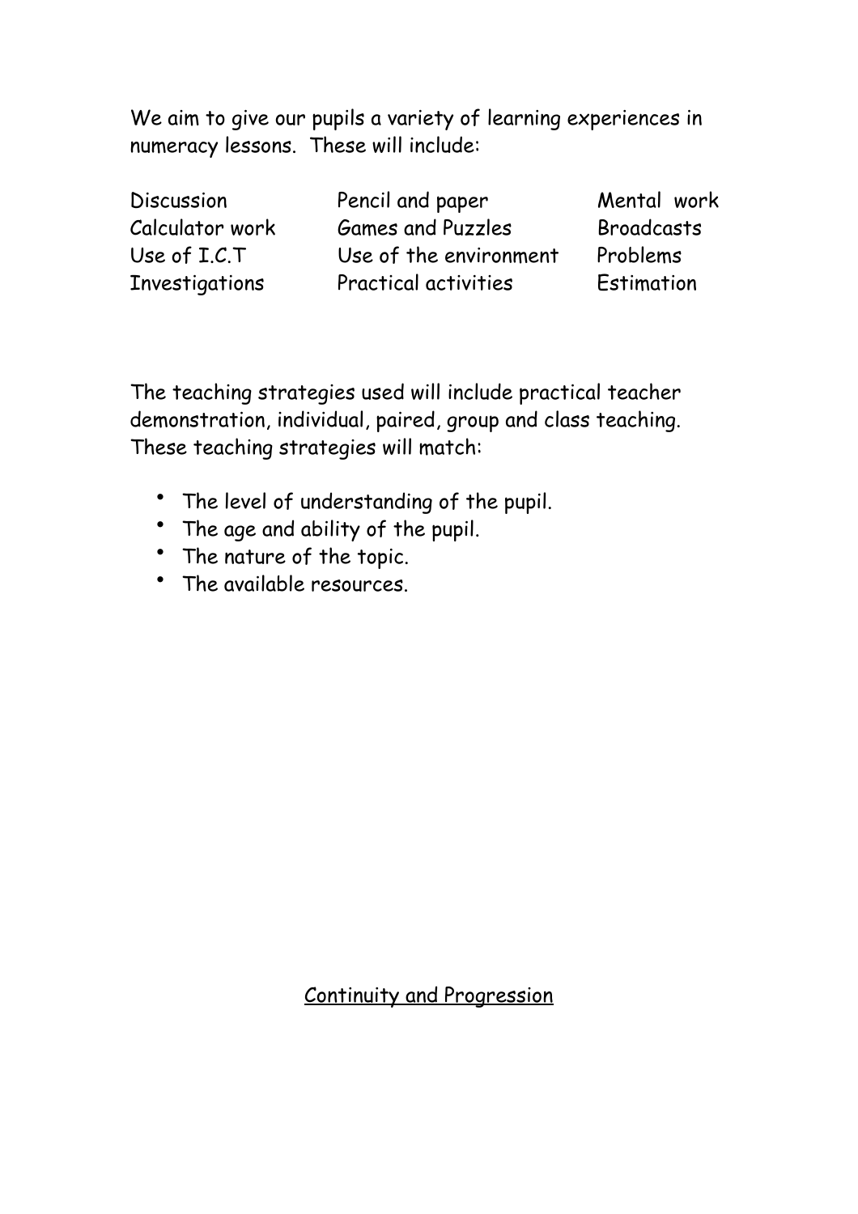We aim to give our pupils a variety of learning experiences in numeracy lessons. These will include:

| | | |
|---|---|---|
| Discussion | Pencil and paper | Mental work |
| Calculator work | Games and Puzzles | Broadcasts |
| Use of I.C.T | Use of the environment | Problems |
| Investigations | Practical activities | Estimation |

The teaching strategies used will include practical teacher demonstration, individual, paired, group and class teaching. These teaching strategies will match:

- The level of understanding of the pupil.
- The age and ability of the pupil.
- The nature of the topic.
- The available resources.

## Continuity and Progression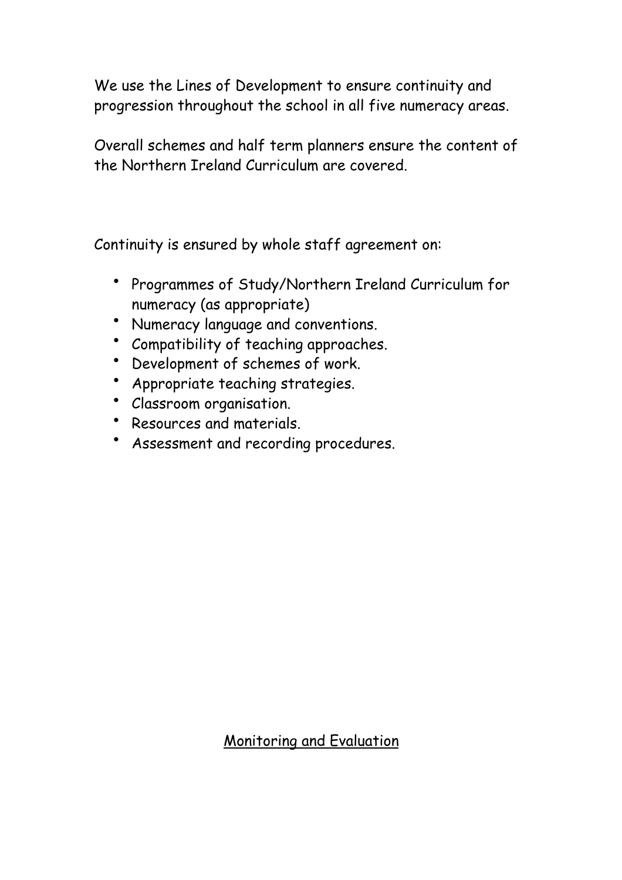We use the Lines of Development to ensure continuity and progression throughout the school in all five numeracy areas.

Overall schemes and half term planners ensure the content of the Northern Ireland Curriculum are covered.

Continuity is ensured by whole staff agreement on:

- Programmes of Study/Northern Ireland Curriculum for numeracy (as appropriate)
- Numeracy language and conventions.
- Compatibility of teaching approaches.
- Development of schemes of work.
- Appropriate teaching strategies.
- Classroom organisation.
- Resources and materials.
- Assessment and recording procedures.

## Monitoring and Evaluation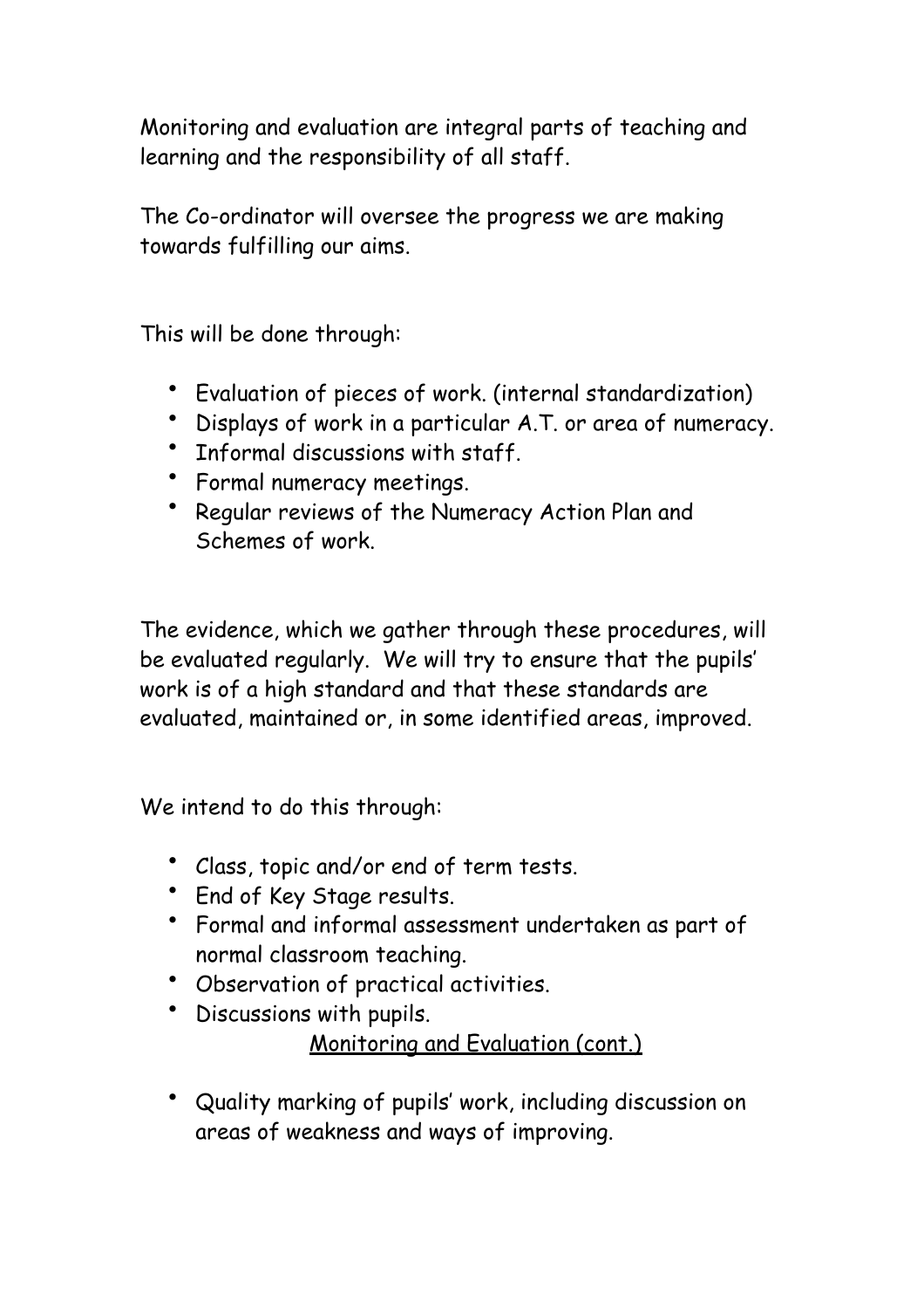Monitoring and evaluation are integral parts of teaching and learning and the responsibility of all staff.

The Co-ordinator will oversee the progress we are making towards fulfilling our aims.

This will be done through:

- Evaluation of pieces of work. (internal standardization)
- Displays of work in a particular A.T. or area of numeracy.
- Informal discussions with staff.
- Formal numeracy meetings.
- Regular reviews of the Numeracy Action Plan and Schemes of work.

The evidence, which we gather through these procedures, will be evaluated regularly. We will try to ensure that the pupils' work is of a high standard and that these standards are evaluated, maintained or, in some identified areas, improved.

We intend to do this through:

- Class, topic and/or end of term tests.
- End of Key Stage results.
- Formal and informal assessment undertaken as part of normal classroom teaching.
- Observation of practical activities.
- Discussions with pupils.

<u>Monitoring and Evaluation (cont.)</u>

- Quality marking of pupils' work, including discussion on areas of weakness and ways of improving.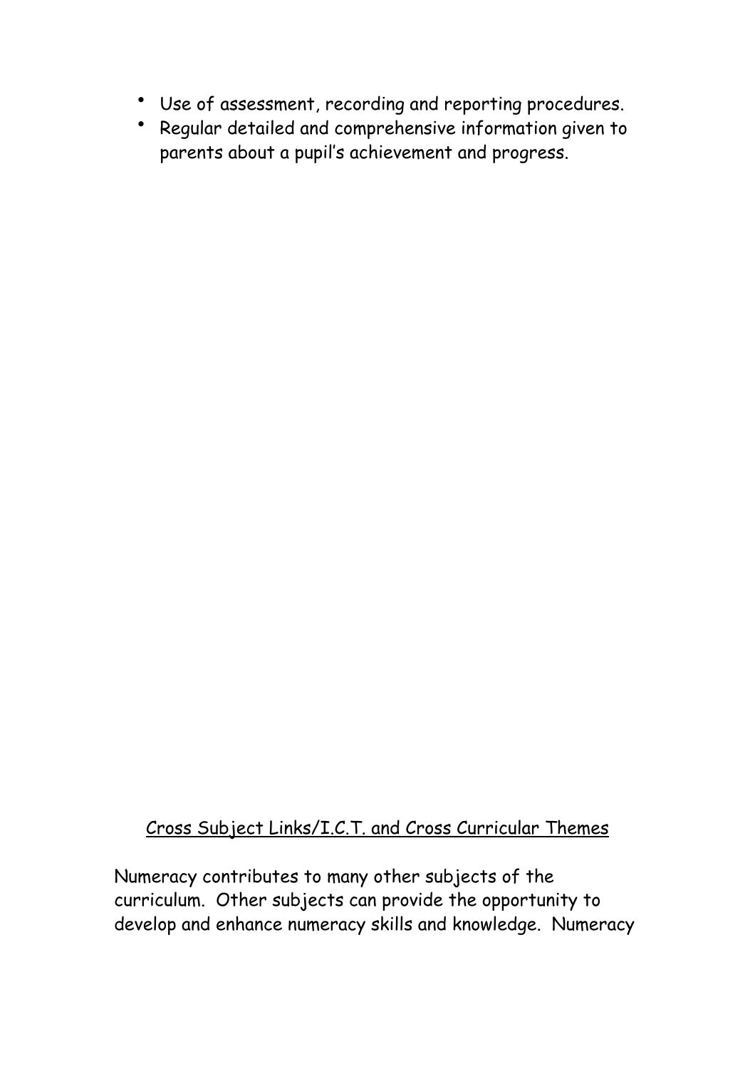- Use of assessment, recording and reporting procedures.
- Regular detailed and comprehensive information given to parents about a pupil's achievement and progress.

## Cross Subject Links/I.C.T. and Cross Curricular Themes

Numeracy contributes to many other subjects of the curriculum. Other subjects can provide the opportunity to develop and enhance numeracy skills and knowledge. Numeracy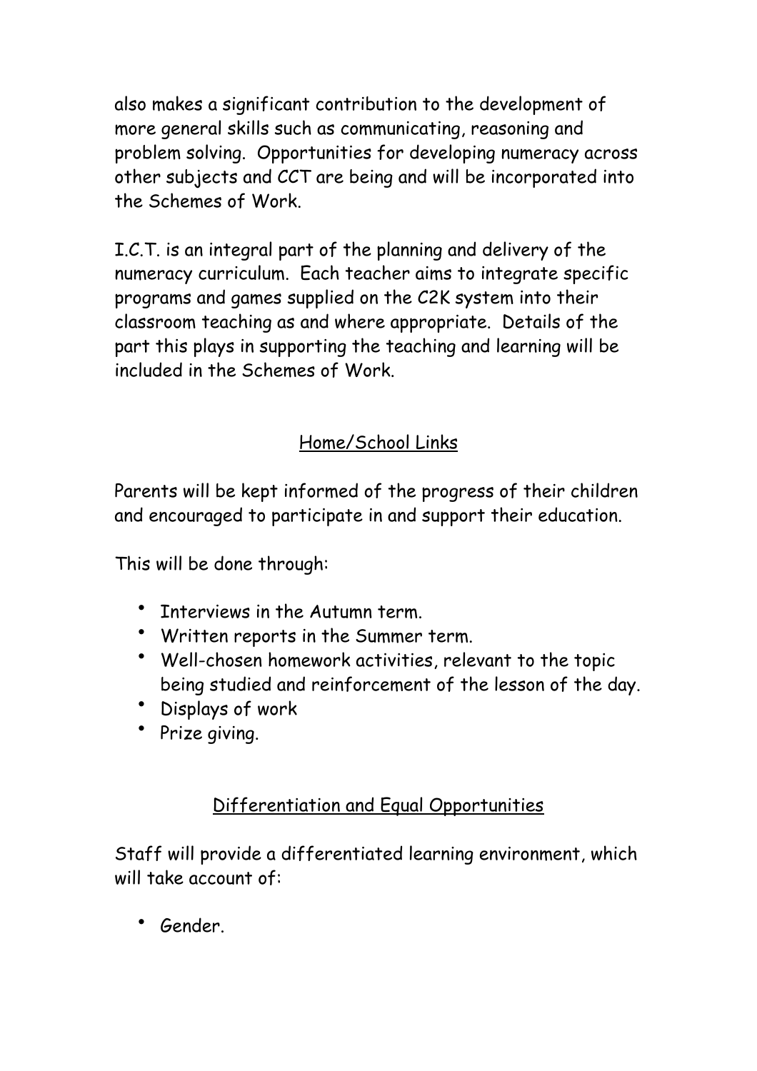also makes a significant contribution to the development of more general skills such as communicating, reasoning and problem solving. Opportunities for developing numeracy across other subjects and CCT are being and will be incorporated into the Schemes of Work.

I.C.T. is an integral part of the planning and delivery of the numeracy curriculum. Each teacher aims to integrate specific programs and games supplied on the C2K system into their classroom teaching as and where appropriate. Details of the part this plays in supporting the teaching and learning will be included in the Schemes of Work.

## Home/School Links

Parents will be kept informed of the progress of their children and encouraged to participate in and support their education.

This will be done through:

- Interviews in the Autumn term.
- Written reports in the Summer term.
- Well-chosen homework activities, relevant to the topic being studied and reinforcement of the lesson of the day.
- Displays of work
- Prize giving.

## Differentiation and Equal Opportunities

Staff will provide a differentiated learning environment, which will take account of:

- Gender.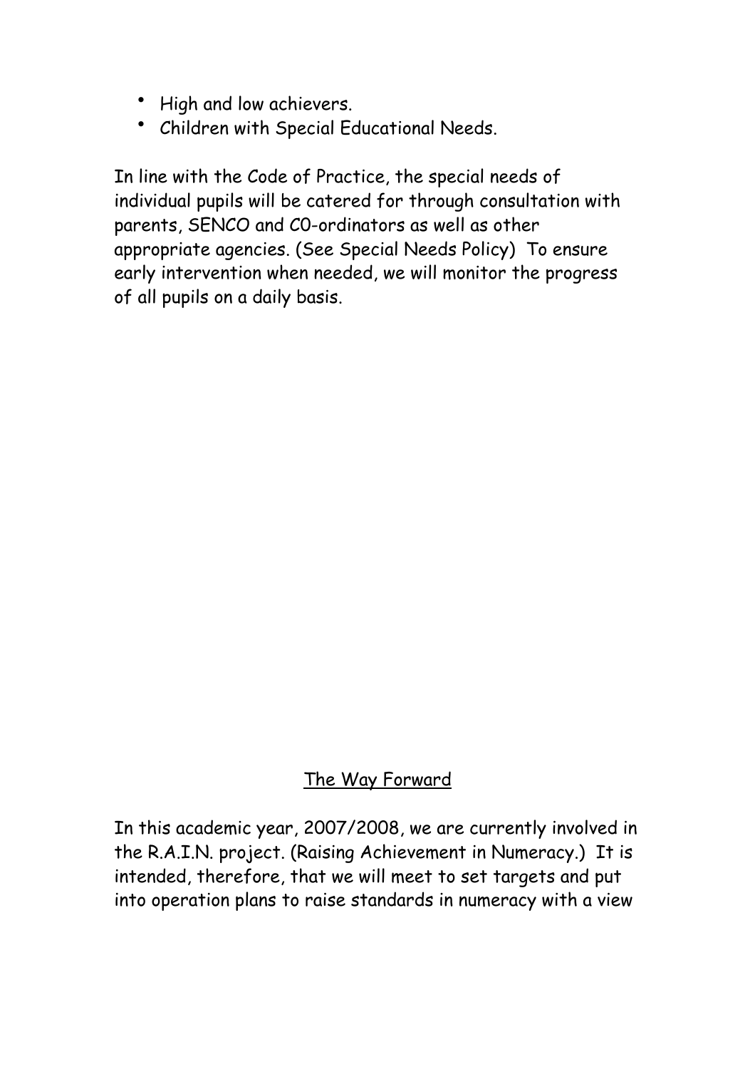- High and low achievers.
- Children with Special Educational Needs.

In line with the Code of Practice, the special needs of individual pupils will be catered for through consultation with parents, SENCO and C0-ordinators as well as other appropriate agencies. (See Special Needs Policy) To ensure early intervention when needed, we will monitor the progress of all pupils on a daily basis.

## The Way Forward

In this academic year, 2007/2008, we are currently involved in the R.A.I.N. project. (Raising Achievement in Numeracy.) It is intended, therefore, that we will meet to set targets and put into operation plans to raise standards in numeracy with a view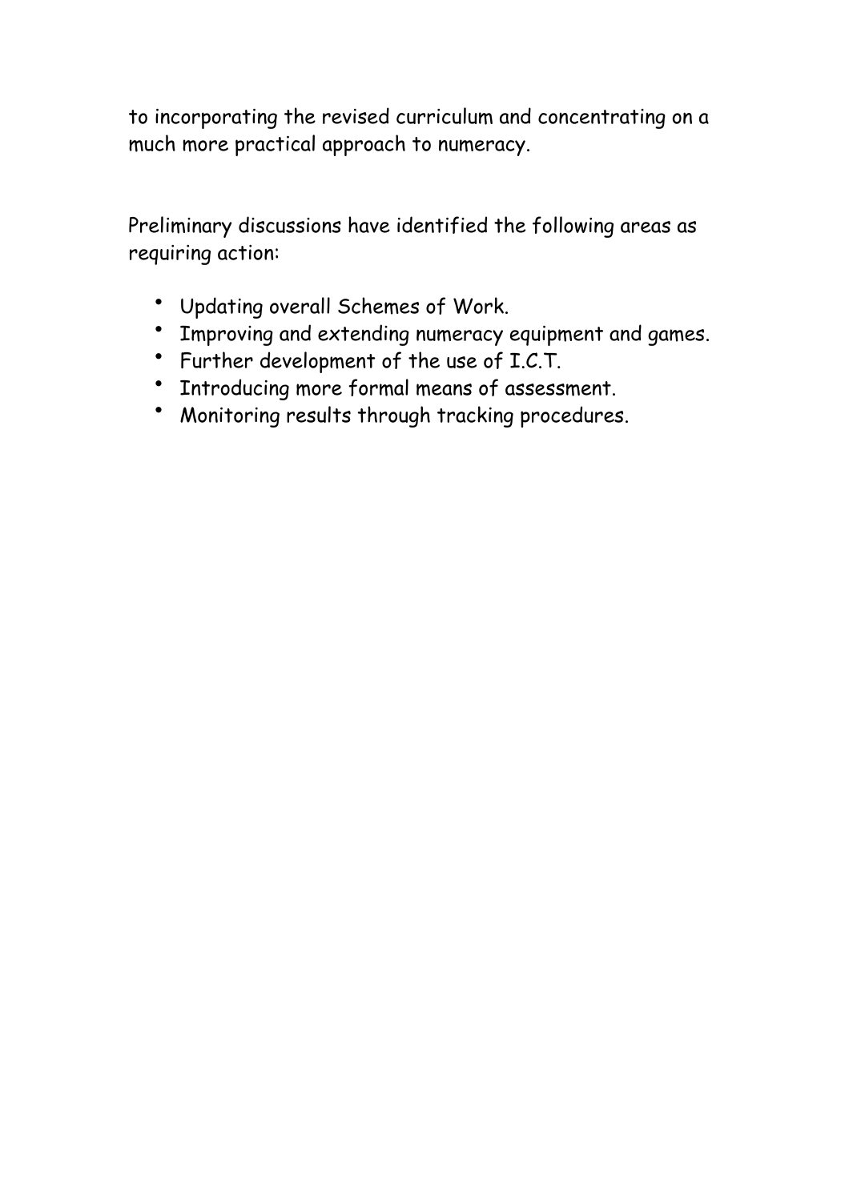to incorporating the revised curriculum and concentrating on a much more practical approach to numeracy.

Preliminary discussions have identified the following areas as requiring action:

- Updating overall Schemes of Work.
- Improving and extending numeracy equipment and games.
- Further development of the use of I.C.T.
- Introducing more formal means of assessment.
- Monitoring results through tracking procedures.